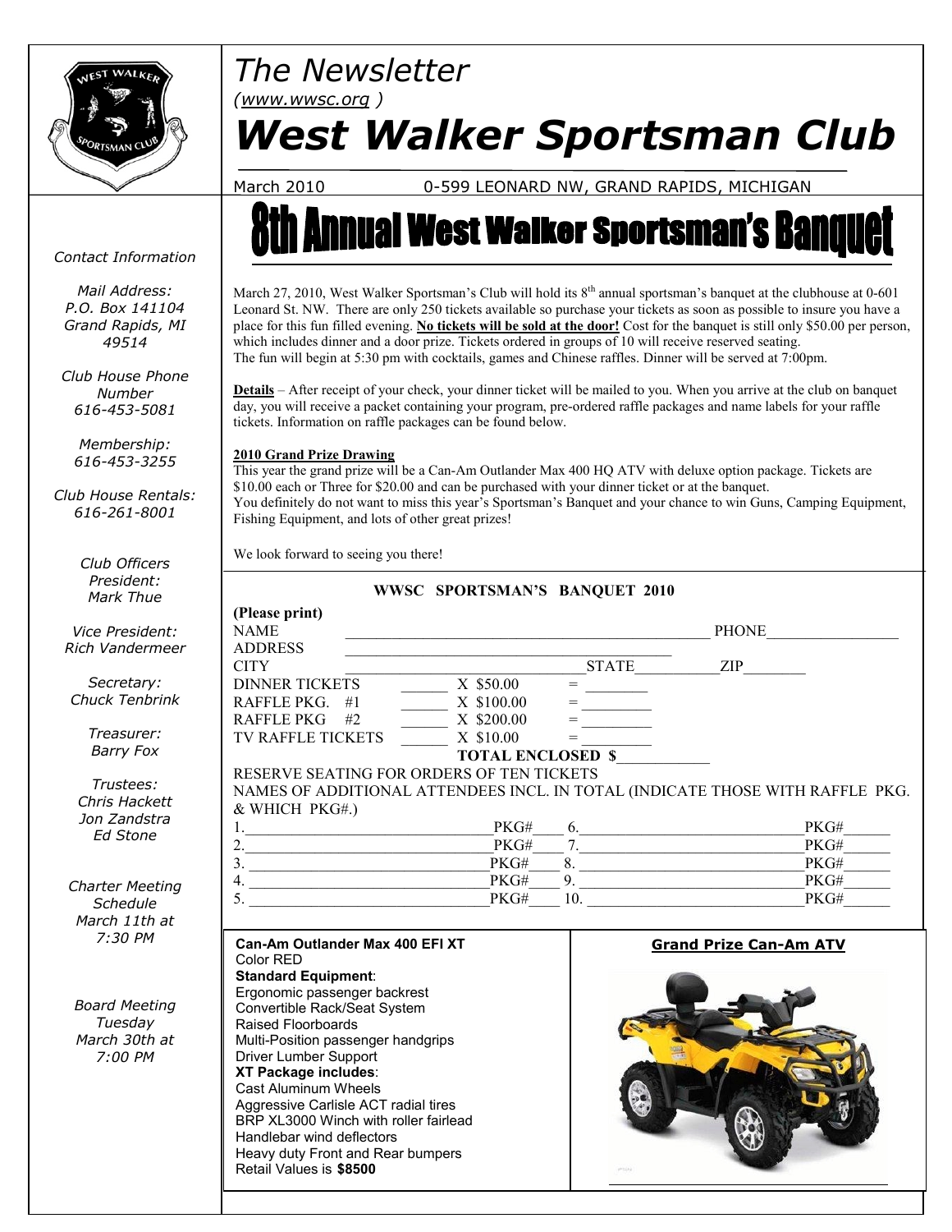# The Newsletter

*(www.wwsc.org )*

# West Walker Sportsman Club

March 2010 0-599 LEONARD NW, GRAND RAPIDS, MICHIGAN

*Contact Information*

*Mail Address:*
*P.O. Box 141104*
*Grand Rapids, MI 49514*

*Club House Phone Number*
*616-453-5081*

*Membership:*
*616-453-3255*

*Club House Rentals:*
*616-261-8001*

*Club Officers*

*President:*
*Mark Thue*

*Vice President:*
*Rich Vandermeer*

*Secretary:*
*Chuck Tenbrink*

*Treasurer:*
*Barry Fox*

*Trustees:*
*Chris Hackett*
*Jon Zandstra*
*Ed Stone*

*Charter Meeting Schedule*
*March 11th at 7:30 PM*

*Board Meeting*
*Tuesday*
*March 30th at 7:00 PM*

## 8th Annual West Walker Sportsman's Banquet

March 27, 2010, West Walker Sportsman's Club will hold its 8th annual sportsman's banquet at the clubhouse at 0-601 Leonard St. NW. There are only 250 tickets available so purchase your tickets as soon as possible to insure you have a place for this fun filled evening. **No tickets will be sold at the door!** Cost for the banquet is still only $50.00 per person, which includes dinner and a door prize. Tickets ordered in groups of 10 will receive reserved seating.
The fun will begin at 5:30 pm with cocktails, games and Chinese raffles. Dinner will be served at 7:00pm.

**Details** – After receipt of your check, your dinner ticket will be mailed to you. When you arrive at the club on banquet day, you will receive a packet containing your program, pre-ordered raffle packages and name labels for your raffle tickets. Information on raffle packages can be found below.

**2010 Grand Prize Drawing**
This year the grand prize will be a Can-Am Outlander Max 400 HQ ATV with deluxe option package. Tickets are $10.00 each or Three for $20.00 and can be purchased with your dinner ticket or at the banquet.
You definitely do not want to miss this year's Sportsman's Banquet and your chance to win Guns, Camping Equipment, Fishing Equipment, and lots of other great prizes!

We look forward to seeing you there!

### WWSC SPORTSMAN'S BANQUET 2010

**(Please print)**

NAME ______________________________ PHONE ________________

ADDRESS ______________________________

CITY ______________________ STATE __________ ZIP ________

DINNER TICKETS ______ X $50.00 = ________

RAFFLE PKG. #1 ______ X $100.00 = ________

RAFFLE PKG #2 ______ X $200.00 = ________

TV RAFFLE TICKETS ______ X $10.00 = ________

**TOTAL ENCLOSED $**____________

RESERVE SEATING FOR ORDERS OF TEN TICKETS

NAMES OF ADDITIONAL ATTENDEES INCL. IN TOTAL (INDICATE THOSE WITH RAFFLE PKG. & WHICH PKG#.)

1. ______________________ PKG#____ 6. ______________________ PKG#______
2. ______________________ PKG#____ 7. ______________________ PKG#______
3. ______________________ PKG#____ 8. ______________________ PKG#______
4. ______________________ PKG#____ 9. ______________________ PKG#______
5. ______________________ PKG#____ 10. ______________________ PKG#______

**Can-Am Outlander Max 400 EFI XT**
Color RED
**Standard Equipment**:
Ergonomic passenger backrest
Convertible Rack/Seat System
Raised Floorboards
Multi-Position passenger handgrips
Driver Lumber Support
**XT Package includes**:
Cast Aluminum Wheels
Aggressive Carlisle ACT radial tires
BRP XL3000 Winch with roller fairlead
Handlebar wind deflectors
Heavy duty Front and Rear bumpers
Retail Values is **$8500**

**Grand Prize Can-Am ATV**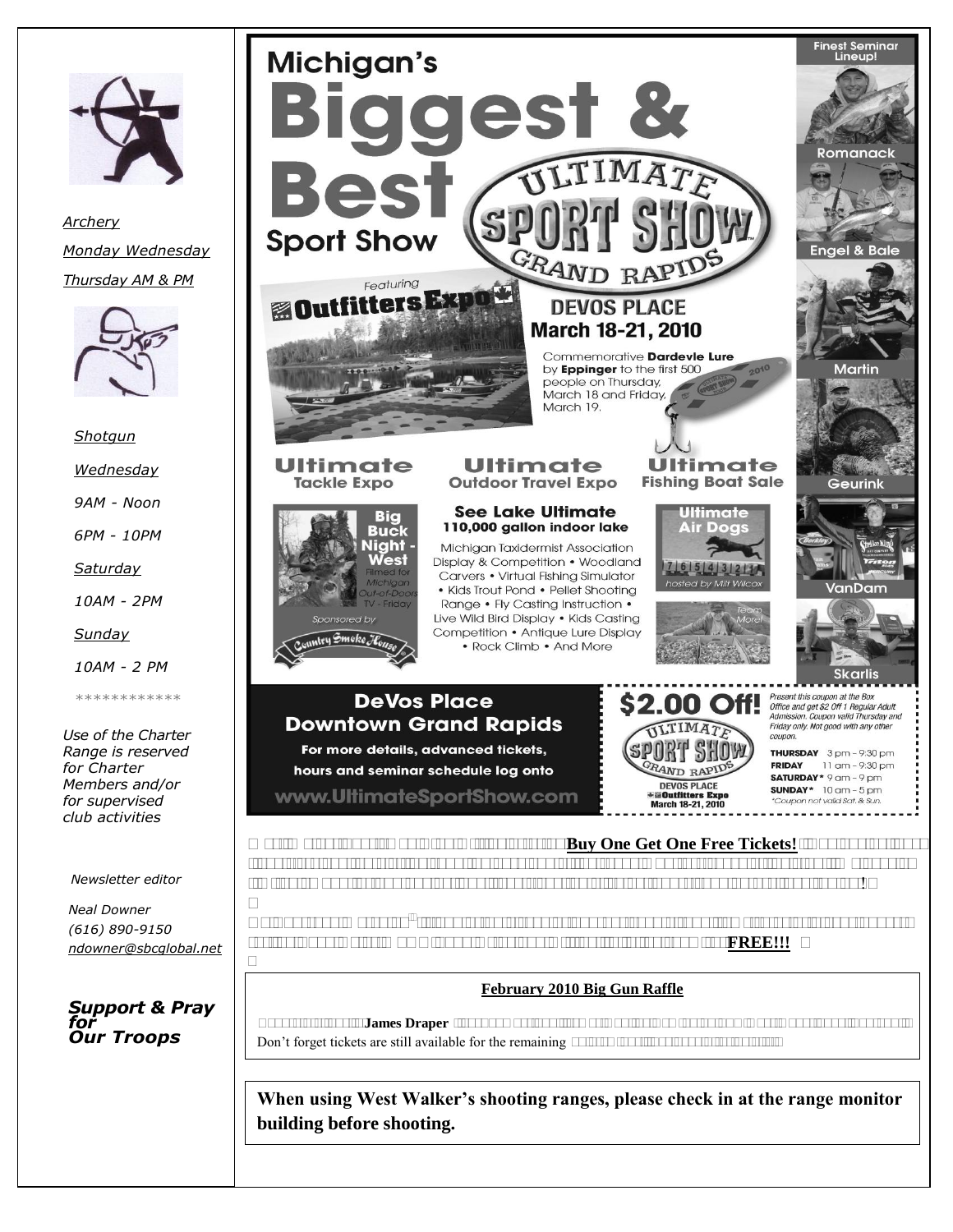*Archery*

*Monday Wednesday*

*Thursday AM & PM*

*Shotgun*

*Wednesday*

*9AM - Noon*

*6PM - 10PM*

*Saturday*

*10AM - 2PM*

*Sunday*

*10AM - 2 PM*

\*\*\*\*\*\*\*\*\*\*\*\*

*Use of the Charter Range is reserved for Charter Members and/or for supervised club activities*

*Newsletter editor*

*Neal Downer*
*(616) 890-9150*
*ndowner@sbcglobal.net*

***Support & Pray for Our Troops***

# Michigan's Biggest & Best Sport Show

ULTIMATE SPORT SHOW GRAND RAPIDS

Featuring Outfitters Expo

**DEVOS PLACE**
**March 18-21, 2010**

Commemorative **Dardevle Lure** by **Eppinger** to the first 500 people on Thursday, March 18 and Friday, March 19.

Finest Seminar Lineup! Romanack · Engel & Bale · Martin · Geurink · VanDam · Skarlis

**Ultimate Tackle Expo** · **Ultimate Outdoor Travel Expo** · **Ultimate Fishing Boat Sale**

Big Buck Night - West. Filmed for Michigan Out-of-Doors TV - Friday. Sponsored by Country Smoke House

**See Lake Ultimate**
**110,000 gallon indoor lake**

Michigan Taxidermist Association Display & Competition • Woodland Carvers • Virtual Fishing Simulator • Kids Trout Pond • Pellet Shooting Range • Fly Casting Instruction • Live Wild Bird Display • Kids Casting Competition • Antique Lure Display • Rock Climb • And More

Ultimate Air Dogs hosted by Milt Wilcox

**DeVos Place Downtown Grand Rapids**

For more details, advanced tickets, hours and seminar schedule log onto **www.UltimateSportShow.com**

**$2.00 Off!** Present this coupon at the Box Office and get $2 Off 1 Regular Adult Admission. Coupon valid Thursday and Friday only. Not good with any other coupon.

THURSDAY 3 pm – 9:30 pm
FRIDAY 11 am – 9:30 pm
SATURDAY* 9 am – 9 pm
SUNDAY* 10 am – 5 pm
*Coupon not valid Sat. & Sun.

**Buy One Get One Free Tickets!** !

**FREE!!!**

**February 2010 Big Gun Raffle**

**James Draper**

Don't forget tickets are still available for the remaining

**When using West Walker's shooting ranges, please check in at the range monitor building before shooting.**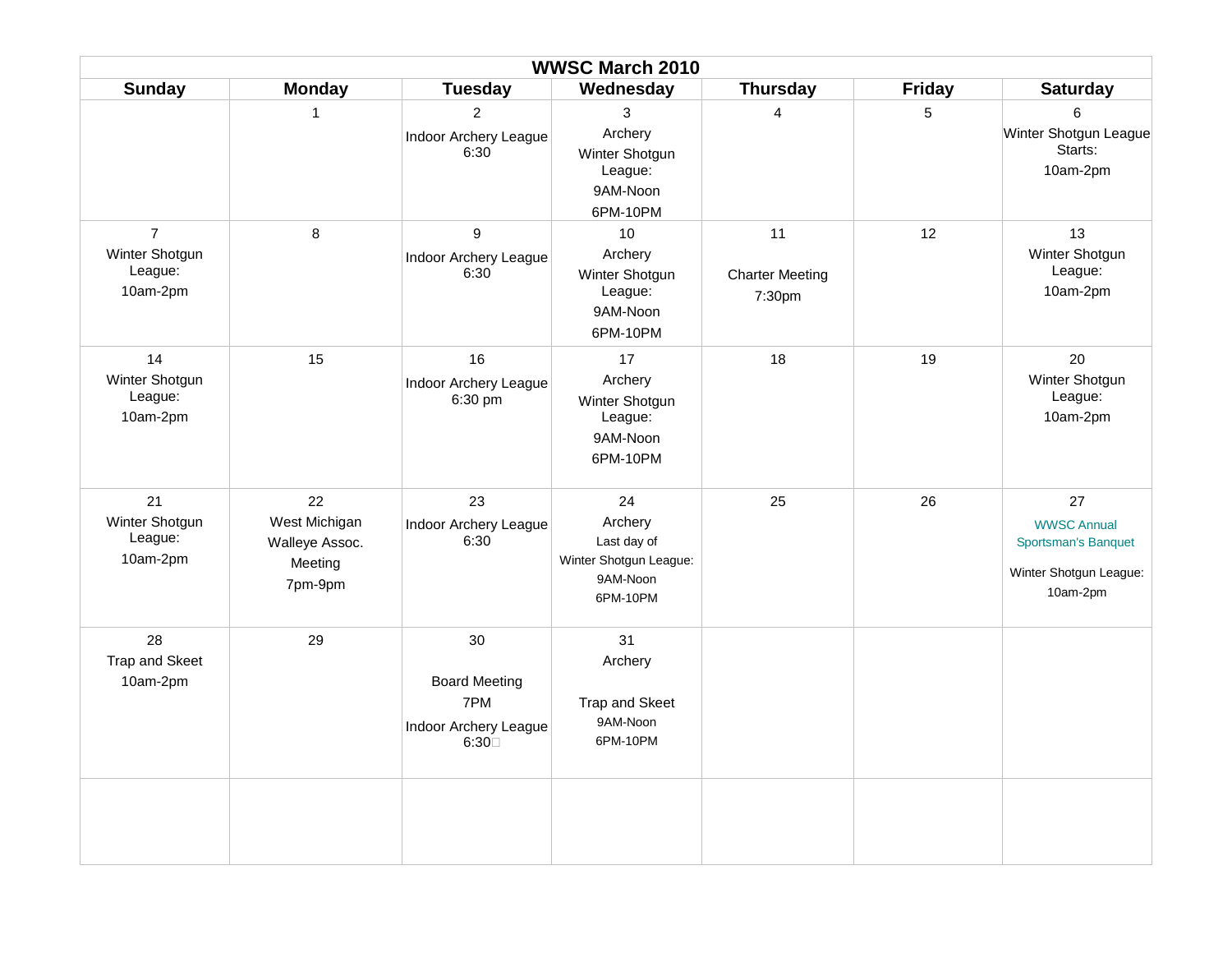| WWSC March 2010 | | | | | | |
|---|---|---|---|---|---|---|
| **Sunday** | **Monday** | **Tuesday** | **Wednesday** | **Thursday** | **Friday** | **Saturday** |
| | 1 | 2<br>Indoor Archery League 6:30 | 3<br>Archery<br>Winter Shotgun League:<br>9AM-Noon<br>6PM-10PM | 4 | 5 | 6<br>Winter Shotgun League Starts:<br>10am-2pm |
| 7<br>Winter Shotgun League:<br>10am-2pm | 8 | 9<br>Indoor Archery League 6:30 | 10<br>Archery<br>Winter Shotgun League:<br>9AM-Noon<br>6PM-10PM | 11<br>Charter Meeting<br>7:30pm | 12 | 13<br>Winter Shotgun League:<br>10am-2pm |
| 14<br>Winter Shotgun League:<br>10am-2pm | 15 | 16<br>Indoor Archery League 6:30 pm | 17<br>Archery<br>Winter Shotgun League:<br>9AM-Noon<br>6PM-10PM | 18 | 19 | 20<br>Winter Shotgun League:<br>10am-2pm |
| 21<br>Winter Shotgun League:<br>10am-2pm | 22<br>West Michigan Walleye Assoc. Meeting<br>7pm-9pm | 23<br>Indoor Archery League 6:30 | 24<br>Archery<br>Last day of Winter Shotgun League:<br>9AM-Noon<br>6PM-10PM | 25 | 26 | 27<br>WWSC Annual Sportsman's Banquet<br>Winter Shotgun League:<br>10am-2pm |
| 28<br>Trap and Skeet<br>10am-2pm | 29 | 30<br>Board Meeting<br>7PM<br>Indoor Archery League 6:30 | 31<br>Archery<br>Trap and Skeet<br>9AM-Noon<br>6PM-10PM | | | |
| | | | | | | |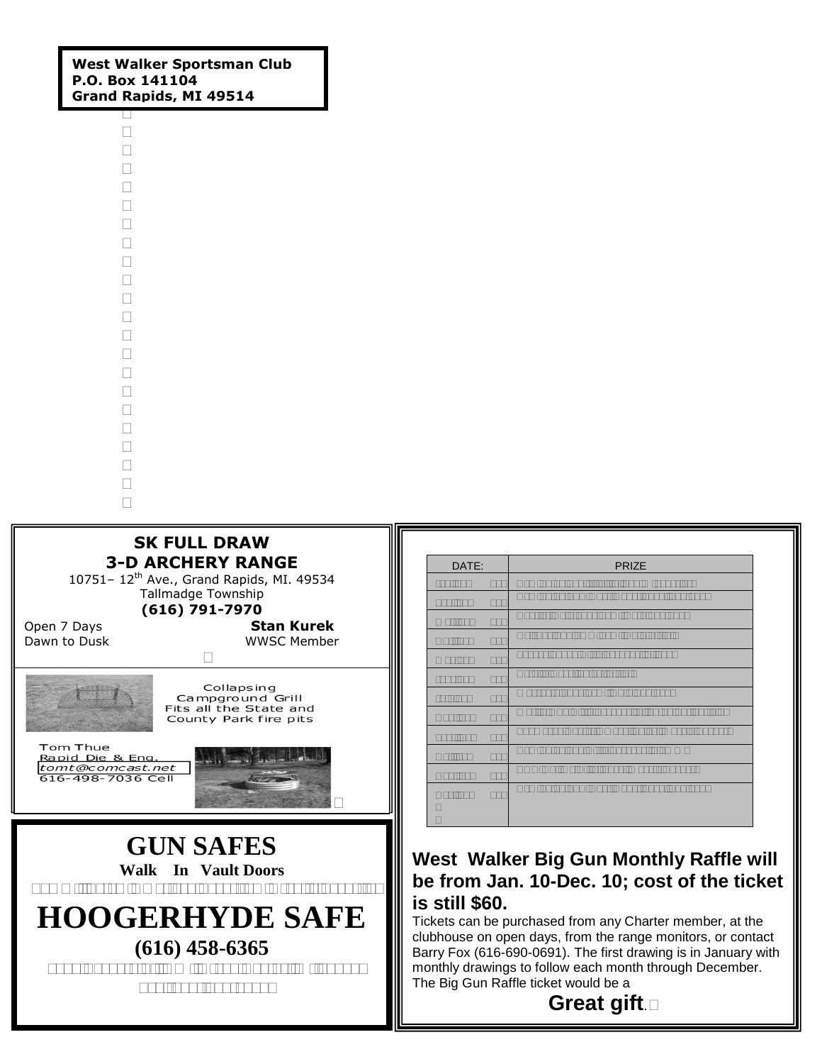**West Walker Sportsman Club**
**P.O. Box 141104**
**Grand Rapids, MI 49514**

**SK FULL DRAW**
**3-D ARCHERY RANGE**
10751– 12th Ave., Grand Rapids, MI. 49534
Tallmadge Township
**(616) 791-7970**
Open 7 Days — **Stan Kurek**
Dawn to Dusk — WWSC Member

Collapsing
Campground Grill
Fits all the State and
County Park fire pits

Tom Thue
Rapid Die & Eng.
*tomt@comcast.net*
616-498-7036 Cell

# GUN SAFES

**Walk In Vault Doors**

# HOOGERHYDE SAFE

**(616) 458-6365**

| DATE: | PRIZE |
|---|---|
| | |
| | |
| | |
| | |
| | |
| | |
| | |
| | |
| | |
| | |
| | |
| | |

**West Walker Big Gun Monthly Raffle will be from Jan. 10-Dec. 10; cost of the ticket is still $60.**

Tickets can be purchased from any Charter member, at the clubhouse on open days, from the range monitors, or contact Barry Fox (616-690-0691). The first drawing is in January with monthly drawings to follow each month through December. The Big Gun Raffle ticket would be a

**Great gift.**